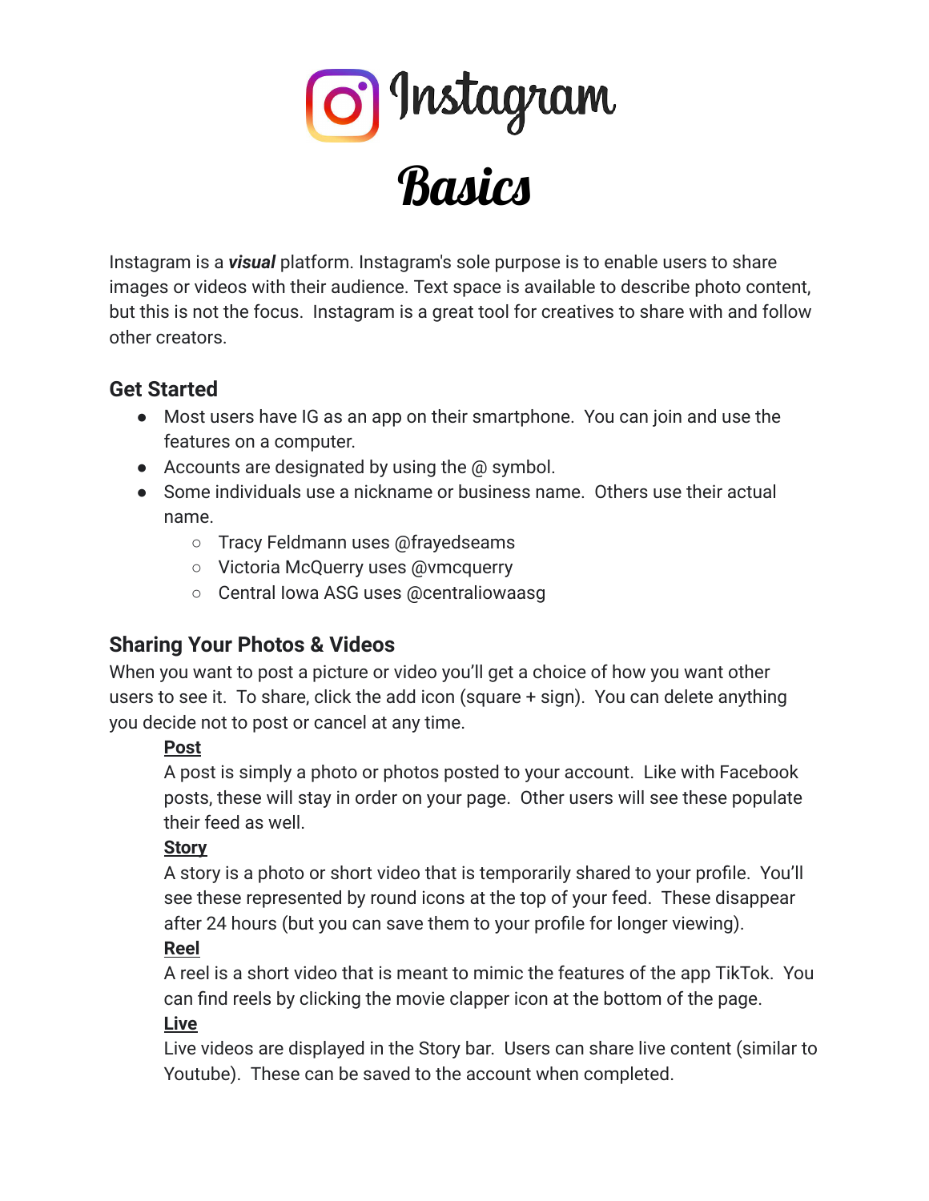# Instagram Basics

Instagram is a ***visual*** platform. Instagram's sole purpose is to enable users to share images or videos with their audience. Text space is available to describe photo content, but this is not the focus. Instagram is a great tool for creatives to share with and follow other creators.

## Get Started

- Most users have IG as an app on their smartphone. You can join and use the features on a computer.
- Accounts are designated by using the @ symbol.
- Some individuals use a nickname or business name. Others use their actual name.
  - Tracy Feldmann uses @frayedseams
  - Victoria McQuerry uses @vmcquerry
  - Central Iowa ASG uses @centraliowaasg

## Sharing Your Photos & Videos

When you want to post a picture or video you'll get a choice of how you want other users to see it. To share, click the add icon (square + sign). You can delete anything you decide not to post or cancel at any time.

**Post**

A post is simply a photo or photos posted to your account. Like with Facebook posts, these will stay in order on your page. Other users will see these populate their feed as well.

**Story**

A story is a photo or short video that is temporarily shared to your profile. You'll see these represented by round icons at the top of your feed. These disappear after 24 hours (but you can save them to your profile for longer viewing).

**Reel**

A reel is a short video that is meant to mimic the features of the app TikTok. You can find reels by clicking the movie clapper icon at the bottom of the page.

**Live**

Live videos are displayed in the Story bar. Users can share live content (similar to Youtube). These can be saved to the account when completed.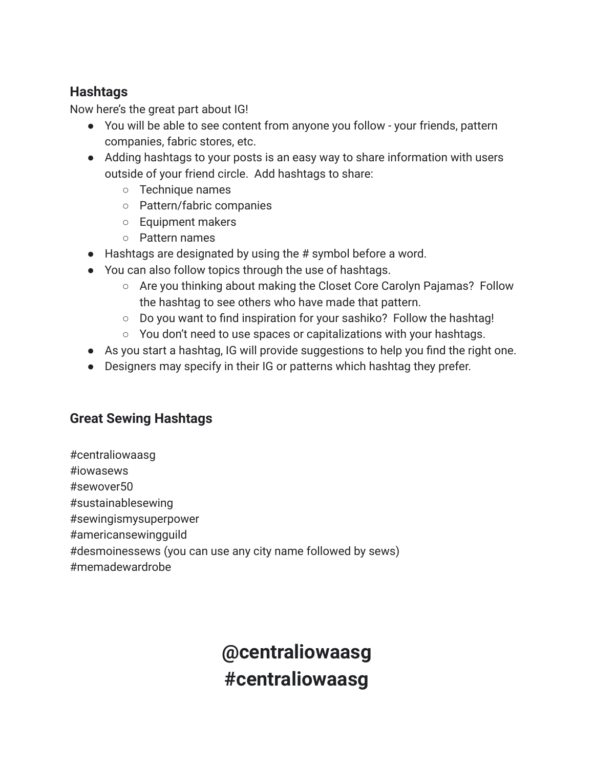## Hashtags

Now here's the great part about IG!

- You will be able to see content from anyone you follow - your friends, pattern companies, fabric stores, etc.
- Adding hashtags to your posts is an easy way to share information with users outside of your friend circle. Add hashtags to share:
  - Technique names
  - Pattern/fabric companies
  - Equipment makers
  - Pattern names
- Hashtags are designated by using the # symbol before a word.
- You can also follow topics through the use of hashtags.
  - Are you thinking about making the Closet Core Carolyn Pajamas? Follow the hashtag to see others who have made that pattern.
  - Do you want to find inspiration for your sashiko? Follow the hashtag!
  - You don't need to use spaces or capitalizations with your hashtags.
- As you start a hashtag, IG will provide suggestions to help you find the right one.
- Designers may specify in their IG or patterns which hashtag they prefer.

## Great Sewing Hashtags

#centraliowaasg
#iowasews
#sewover50
#sustainablesewing
#sewingismysuperpower
#americansewingguild
#desmoinessews (you can use any city name followed by sews)
#memadewardrobe

**@centraliowaasg**
**#centraliowaasg**